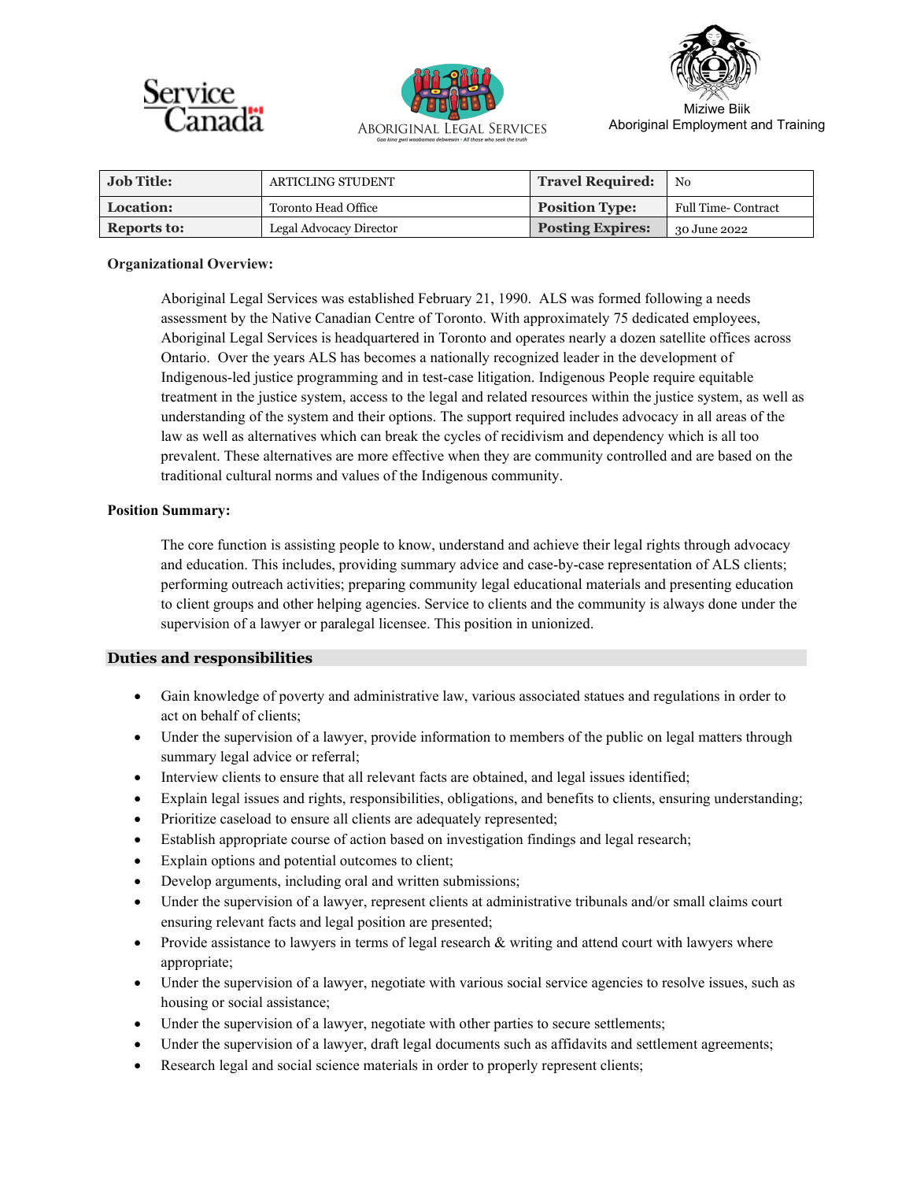Service Canada

ABORIGINAL LEGAL SERVICES
Gaa kina gwii waabamaa debwewin - All those who seek the truth

Miziwe Biik
Aboriginal Employment and Training

| **Job Title:** | ARTICLING STUDENT | **Travel Required:** | No |
|---|---|---|---|
| **Location:** | Toronto Head Office | **Position Type:** | Full Time- Contract |
| **Reports to:** | Legal Advocacy Director | **Posting Expires:** | 30 June 2022 |

**Organizational Overview:**

Aboriginal Legal Services was established February 21, 1990. ALS was formed following a needs assessment by the Native Canadian Centre of Toronto. With approximately 75 dedicated employees, Aboriginal Legal Services is headquartered in Toronto and operates nearly a dozen satellite offices across Ontario. Over the years ALS has becomes a nationally recognized leader in the development of Indigenous-led justice programming and in test-case litigation. Indigenous People require equitable treatment in the justice system, access to the legal and related resources within the justice system, as well as understanding of the system and their options. The support required includes advocacy in all areas of the law as well as alternatives which can break the cycles of recidivism and dependency which is all too prevalent. These alternatives are more effective when they are community controlled and are based on the traditional cultural norms and values of the Indigenous community.

**Position Summary:**

The core function is assisting people to know, understand and achieve their legal rights through advocacy and education. This includes, providing summary advice and case-by-case representation of ALS clients; performing outreach activities; preparing community legal educational materials and presenting education to client groups and other helping agencies. Service to clients and the community is always done under the supervision of a lawyer or paralegal licensee. This position in unionized.

## Duties and responsibilities

- Gain knowledge of poverty and administrative law, various associated statues and regulations in order to act on behalf of clients;
- Under the supervision of a lawyer, provide information to members of the public on legal matters through summary legal advice or referral;
- Interview clients to ensure that all relevant facts are obtained, and legal issues identified;
- Explain legal issues and rights, responsibilities, obligations, and benefits to clients, ensuring understanding;
- Prioritize caseload to ensure all clients are adequately represented;
- Establish appropriate course of action based on investigation findings and legal research;
- Explain options and potential outcomes to client;
- Develop arguments, including oral and written submissions;
- Under the supervision of a lawyer, represent clients at administrative tribunals and/or small claims court ensuring relevant facts and legal position are presented;
- Provide assistance to lawyers in terms of legal research & writing and attend court with lawyers where appropriate;
- Under the supervision of a lawyer, negotiate with various social service agencies to resolve issues, such as housing or social assistance;
- Under the supervision of a lawyer, negotiate with other parties to secure settlements;
- Under the supervision of a lawyer, draft legal documents such as affidavits and settlement agreements;
- Research legal and social science materials in order to properly represent clients;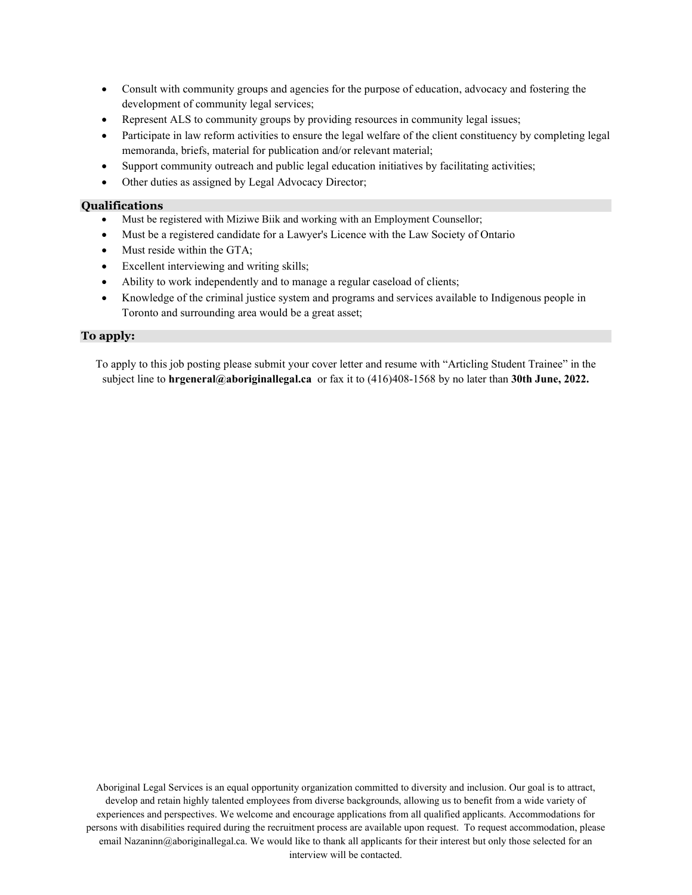- Consult with community groups and agencies for the purpose of education, advocacy and fostering the development of community legal services;
- Represent ALS to community groups by providing resources in community legal issues;
- Participate in law reform activities to ensure the legal welfare of the client constituency by completing legal memoranda, briefs, material for publication and/or relevant material;
- Support community outreach and public legal education initiatives by facilitating activities;
- Other duties as assigned by Legal Advocacy Director;

## Qualifications

- Must be registered with Miziwe Biik and working with an Employment Counsellor;
- Must be a registered candidate for a Lawyer's Licence with the Law Society of Ontario
- Must reside within the GTA;
- Excellent interviewing and writing skills;
- Ability to work independently and to manage a regular caseload of clients;
- Knowledge of the criminal justice system and programs and services available to Indigenous people in Toronto and surrounding area would be a great asset;

## To apply:

To apply to this job posting please submit your cover letter and resume with "Articling Student Trainee" in the subject line to **hrgeneral@aboriginallegal.ca** or fax it to (416)408-1568 by no later than **30th June, 2022.**

Aboriginal Legal Services is an equal opportunity organization committed to diversity and inclusion. Our goal is to attract, develop and retain highly talented employees from diverse backgrounds, allowing us to benefit from a wide variety of experiences and perspectives. We welcome and encourage applications from all qualified applicants. Accommodations for persons with disabilities required during the recruitment process are available upon request. To request accommodation, please email Nazaninn@aboriginallegal.ca. We would like to thank all applicants for their interest but only those selected for an interview will be contacted.